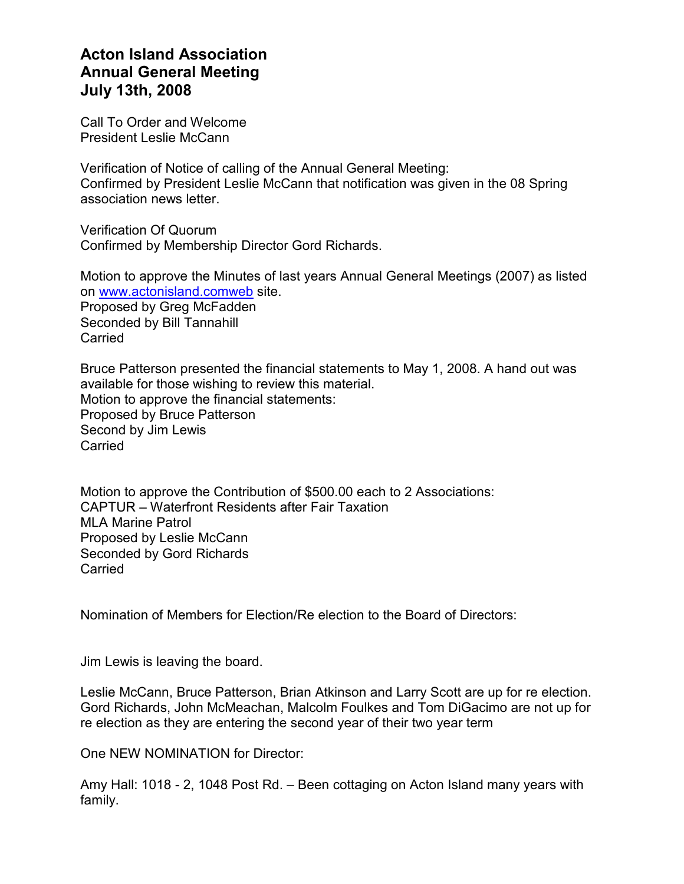# Acton Island Association
# Annual General Meeting
# July 13th, 2008

Call To Order and Welcome
President Leslie McCann

Verification of Notice of calling of the Annual General Meeting:
Confirmed by President Leslie McCann that notification was given in the 08 Spring association news letter.

Verification Of Quorum
Confirmed by Membership Director Gord Richards.

Motion to approve the Minutes of last years Annual General Meetings (2007) as listed on www.actonisland.comweb site.
Proposed by Greg McFadden
Seconded by Bill Tannahill
Carried

Bruce Patterson presented the financial statements to May 1, 2008. A hand out was available for those wishing to review this material.
Motion to approve the financial statements:
Proposed by Bruce Patterson
Second by Jim Lewis
Carried

Motion to approve the Contribution of $500.00 each to 2 Associations:
CAPTUR – Waterfront Residents after Fair Taxation
MLA Marine Patrol
Proposed by Leslie McCann
Seconded by Gord Richards
Carried

Nomination of Members for Election/Re election to the Board of Directors:

Jim Lewis is leaving the board.

Leslie McCann, Bruce Patterson, Brian Atkinson and Larry Scott are up for re election.
Gord Richards, John McMeachan, Malcolm Foulkes and Tom DiGacimo are not up for re election as they are entering the second year of their two year term

One NEW NOMINATION for Director:

Amy Hall: 1018 - 2, 1048 Post Rd. – Been cottaging on Acton Island many years with family.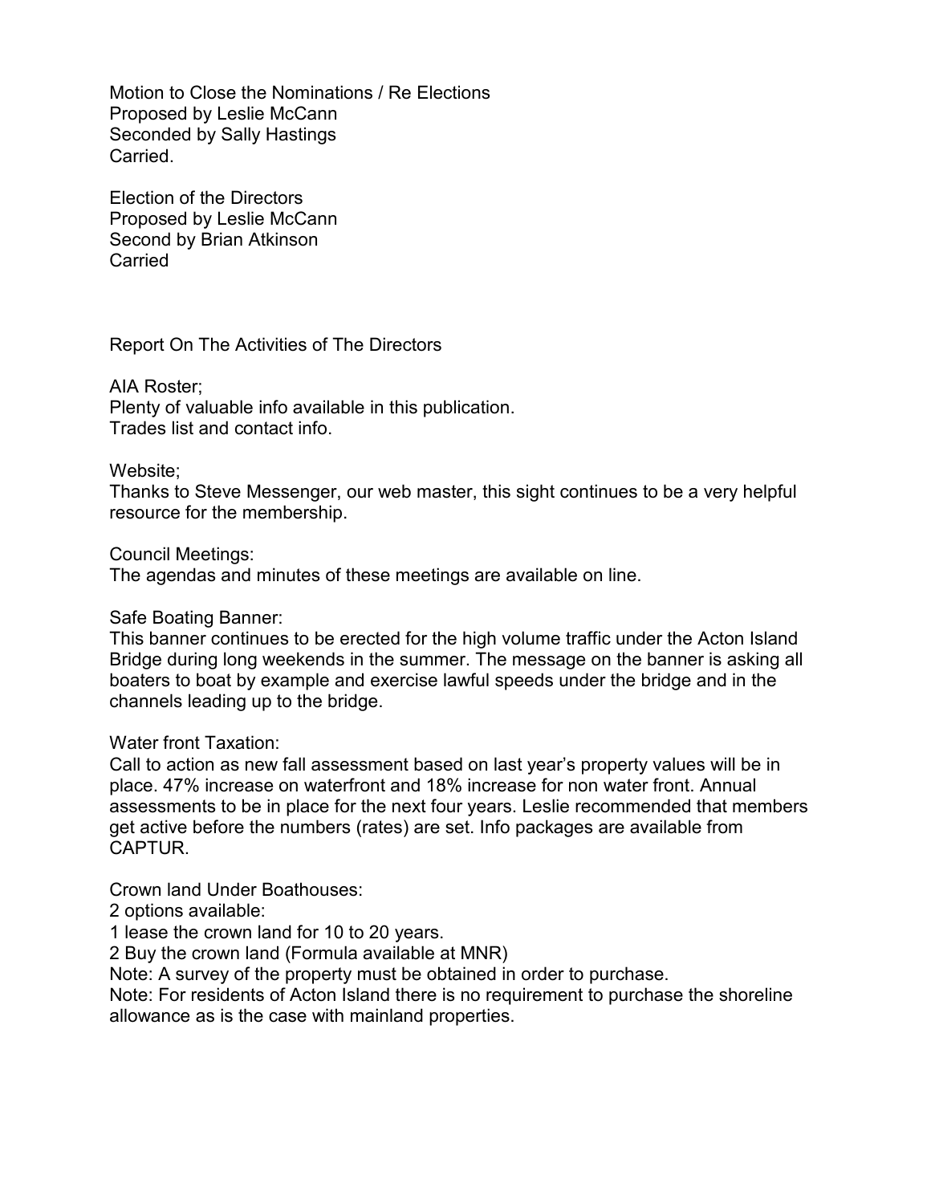Motion to Close the Nominations / Re Elections
Proposed by Leslie McCann
Seconded by Sally Hastings
Carried.

Election of the Directors
Proposed by Leslie McCann
Second by Brian Atkinson
Carried

## Report On The Activities of The Directors

AIA Roster;
Plenty of valuable info available in this publication.
Trades list and contact info.

Website;
Thanks to Steve Messenger, our web master, this sight continues to be a very helpful resource for the membership.

Council Meetings:
The agendas and minutes of these meetings are available on line.

Safe Boating Banner:
This banner continues to be erected for the high volume traffic under the Acton Island Bridge during long weekends in the summer. The message on the banner is asking all boaters to boat by example and exercise lawful speeds under the bridge and in the channels leading up to the bridge.

Water front Taxation:
Call to action as new fall assessment based on last year's property values will be in place. 47% increase on waterfront and 18% increase for non water front. Annual assessments to be in place for the next four years. Leslie recommended that members get active before the numbers (rates) are set. Info packages are available from CAPTUR.

Crown land Under Boathouses:
2 options available:
1 lease the crown land for 10 to 20 years.
2 Buy the crown land (Formula available at MNR)
Note: A survey of the property must be obtained in order to purchase.
Note: For residents of Acton Island there is no requirement to purchase the shoreline allowance as is the case with mainland properties.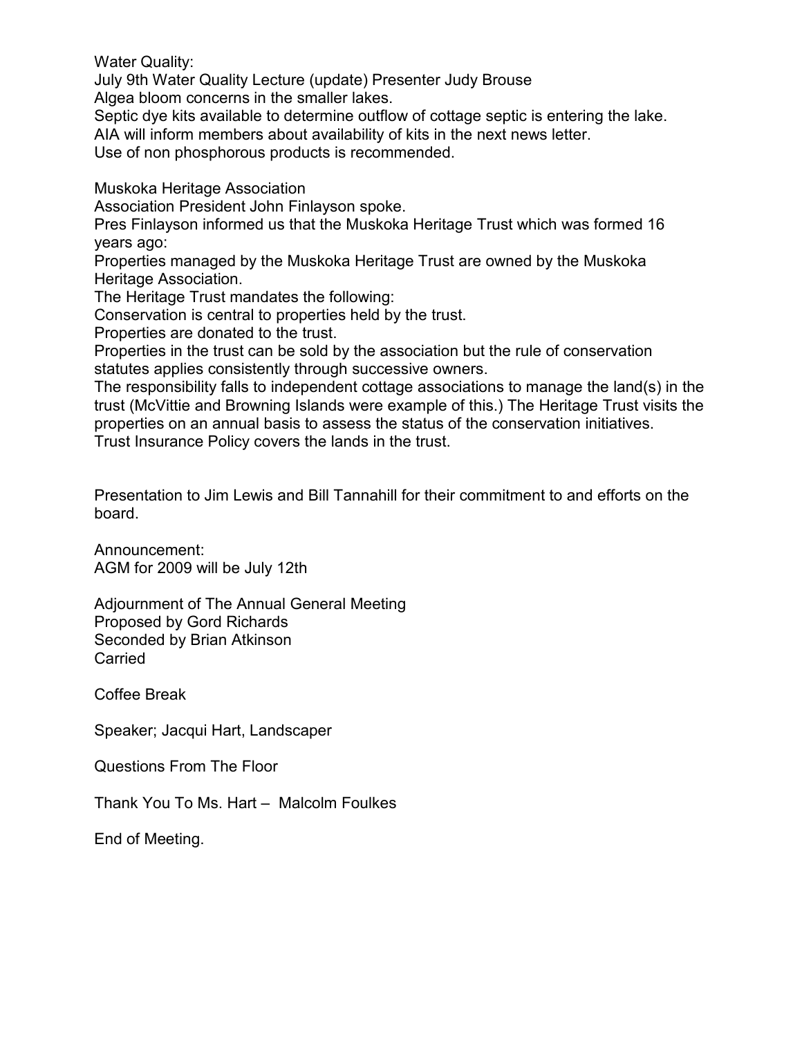Water Quality:
July 9th Water Quality Lecture (update) Presenter Judy Brouse
Algea bloom concerns in the smaller lakes.
Septic dye kits available to determine outflow of cottage septic is entering the lake.
AIA will inform members about availability of kits in the next news letter.
Use of non phosphorous products is recommended.

Muskoka Heritage Association
Association President John Finlayson spoke.
Pres Finlayson informed us that the Muskoka Heritage Trust which was formed 16 years ago:
Properties managed by the Muskoka Heritage Trust are owned by the Muskoka Heritage Association.
The Heritage Trust mandates the following:
Conservation is central to properties held by the trust.
Properties are donated to the trust.
Properties in the trust can be sold by the association but the rule of conservation statutes applies consistently through successive owners.
The responsibility falls to independent cottage associations to manage the land(s) in the trust (McVittie and Browning Islands were example of this.) The Heritage Trust visits the properties on an annual basis to assess the status of the conservation initiatives.
Trust Insurance Policy covers the lands in the trust.

Presentation to Jim Lewis and Bill Tannahill for their commitment to and efforts on the board.

Announcement:
AGM for 2009 will be July 12th

Adjournment of The Annual General Meeting
Proposed by Gord Richards
Seconded by Brian Atkinson
Carried

Coffee Break

Speaker; Jacqui Hart, Landscaper

Questions From The Floor

Thank You To Ms. Hart – Malcolm Foulkes

End of Meeting.